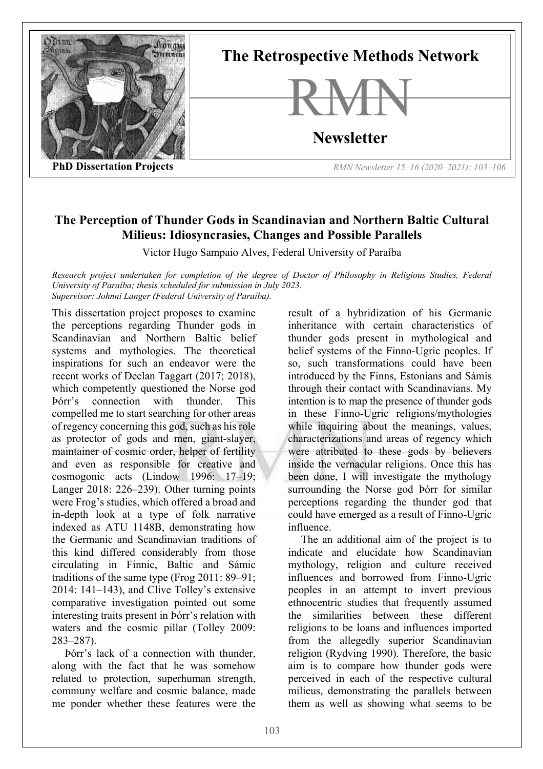The Retrospective Methods Network

RMN

Newsletter

PhD Dissertation Projects

# The Perception of Thunder Gods in Scandinavian and Northern Baltic Cultural Milieus: Idiosyncrasies, Changes and Possible Parallels

Victor Hugo Sampaio Alves, Federal University of Paraíba

*Research project undertaken for completion of the degree of Doctor of Philosophy in Religious Studies, Federal University of Paraíba; thesis scheduled for submission in July 2023.*
*Supervisor: Johnni Langer (Federal University of Paraíba).*

This dissertation project proposes to examine the perceptions regarding Thunder gods in Scandinavian and Northern Baltic belief systems and mythologies. The theoretical inspirations for such an endeavor were the recent works of Declan Taggart (2017; 2018), which competently questioned the Norse god Þórr's connection with thunder. This compelled me to start searching for other areas of regency concerning this god, such as his role as protector of gods and men, giant-slayer, maintainer of cosmic order, helper of fertility and even as responsible for creative and cosmogonic acts (Lindow 1996: 17–19; Langer 2018: 226–239). Other turning points were Frog's studies, which offered a broad and in-depth look at a type of folk narrative indexed as ATU 1148B, demonstrating how the Germanic and Scandinavian traditions of this kind differed considerably from those circulating in Finnic, Baltic and Sámic traditions of the same type (Frog 2011: 89–91; 2014: 141–143), and Clive Tolley's extensive comparative investigation pointed out some interesting traits present in Þórr's relation with waters and the cosmic pillar (Tolley 2009: 283–287).

Þórr's lack of a connection with thunder, along with the fact that he was somehow related to protection, superhuman strength, communy welfare and cosmic balance, made me ponder whether these features were the result of a hybridization of his Germanic inheritance with certain characteristics of thunder gods present in mythological and belief systems of the Finno-Ugric peoples. If so, such transformations could have been introduced by the Finns, Estonians and Sámis through their contact with Scandinavians. My intention is to map the presence of thunder gods in these Finno-Ugric religions/mythologies while inquiring about the meanings, values, characterizations and areas of regency which were attributed to these gods by believers inside the vernacular religions. Once this has been done, I will investigate the mythology surrounding the Norse god Þórr for similar perceptions regarding the thunder god that could have emerged as a result of Finno-Ugric influence.

The an additional aim of the project is to indicate and elucidate how Scandinavian mythology, religion and culture received influences and borrowed from Finno-Ugric peoples in an attempt to invert previous ethnocentric studies that frequently assumed the similarities between these different religions to be loans and influences imported from the allegedly superior Scandinavian religion (Rydving 1990). Therefore, the basic aim is to compare how thunder gods were perceived in each of the respective cultural milieus, demonstrating the parallels between them as well as showing what seems to be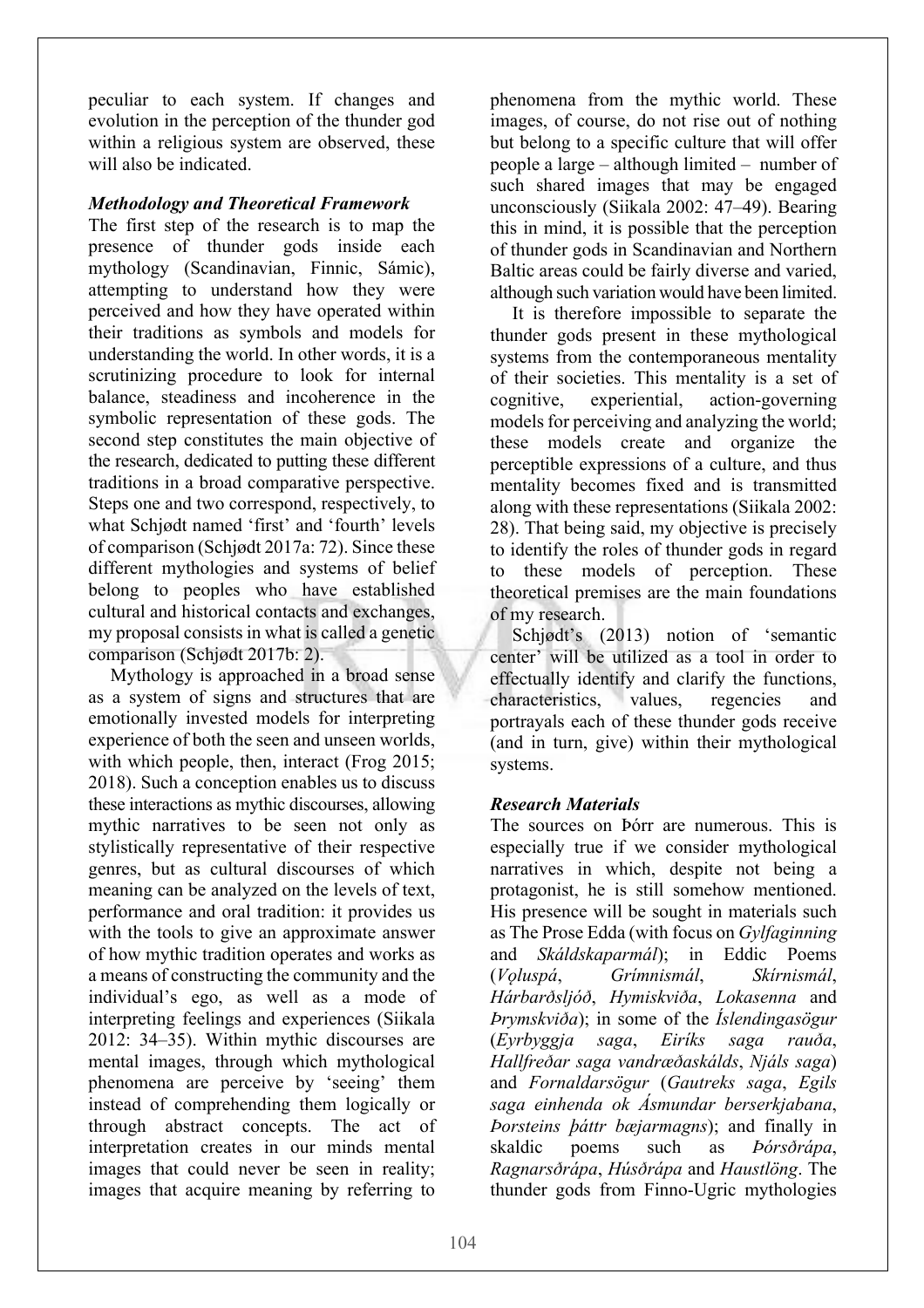peculiar to each system. If changes and evolution in the perception of the thunder god within a religious system are observed, these will also be indicated.

### *Methodology and Theoretical Framework*

The first step of the research is to map the presence of thunder gods inside each mythology (Scandinavian, Finnic, Sámic), attempting to understand how they were perceived and how they have operated within their traditions as symbols and models for understanding the world. In other words, it is a scrutinizing procedure to look for internal balance, steadiness and incoherence in the symbolic representation of these gods. The second step constitutes the main objective of the research, dedicated to putting these different traditions in a broad comparative perspective. Steps one and two correspond, respectively, to what Schjødt named 'first' and 'fourth' levels of comparison (Schjødt 2017a: 72). Since these different mythologies and systems of belief belong to peoples who have established cultural and historical contacts and exchanges, my proposal consists in what is called a genetic comparison (Schjødt 2017b: 2).

Mythology is approached in a broad sense as a system of signs and structures that are emotionally invested models for interpreting experience of both the seen and unseen worlds, with which people, then, interact (Frog 2015; 2018). Such a conception enables us to discuss these interactions as mythic discourses, allowing mythic narratives to be seen not only as stylistically representative of their respective genres, but as cultural discourses of which meaning can be analyzed on the levels of text, performance and oral tradition: it provides us with the tools to give an approximate answer of how mythic tradition operates and works as a means of constructing the community and the individual's ego, as well as a mode of interpreting feelings and experiences (Siikala 2012: 34–35). Within mythic discourses are mental images, through which mythological phenomena are perceive by 'seeing' them instead of comprehending them logically or through abstract concepts. The act of interpretation creates in our minds mental images that could never be seen in reality; images that acquire meaning by referring to phenomena from the mythic world. These images, of course, do not rise out of nothing but belong to a specific culture that will offer people a large – although limited – number of such shared images that may be engaged unconsciously (Siikala 2002: 47–49). Bearing this in mind, it is possible that the perception of thunder gods in Scandinavian and Northern Baltic areas could be fairly diverse and varied, although such variation would have been limited.

It is therefore impossible to separate the thunder gods present in these mythological systems from the contemporaneous mentality of their societies. This mentality is a set of cognitive, experiential, action-governing models for perceiving and analyzing the world; these models create and organize the perceptible expressions of a culture, and thus mentality becomes fixed and is transmitted along with these representations (Siikala 2002: 28). That being said, my objective is precisely to identify the roles of thunder gods in regard to these models of perception. These theoretical premises are the main foundations of my research.

Schjødt's (2013) notion of 'semantic center' will be utilized as a tool in order to effectually identify and clarify the functions, characteristics, values, regencies and portrayals each of these thunder gods receive (and in turn, give) within their mythological systems.

### *Research Materials*

The sources on Þórr are numerous. This is especially true if we consider mythological narratives in which, despite not being a protagonist, he is still somehow mentioned. His presence will be sought in materials such as The Prose Edda (with focus on *Gylfaginning* and *Skáldskaparmál*); in Eddic Poems (*Vǫluspá*, *Grímnismál*, *Skírnismál*, *Hárbarðsljóð*, *Hymiskviða*, *Lokasenna* and *Þrymskviða*); in some of the *Íslendingasögur* (*Eyrbyggja saga*, *Eiríks saga rauða*, *Hallfreðar saga vandræðaskálds*, *Njáls saga*) and *Fornaldarsögur* (*Gautreks saga*, *Egils saga einhenda ok Ásmundar berserkjabana*, *Þorsteins þáttr bæjarmagns*); and finally in skaldic poems such as *Þórsðrápa*, *Ragnarsðrápa*, *Húsðrápa* and *Haustlöng*. The thunder gods from Finno-Ugric mythologies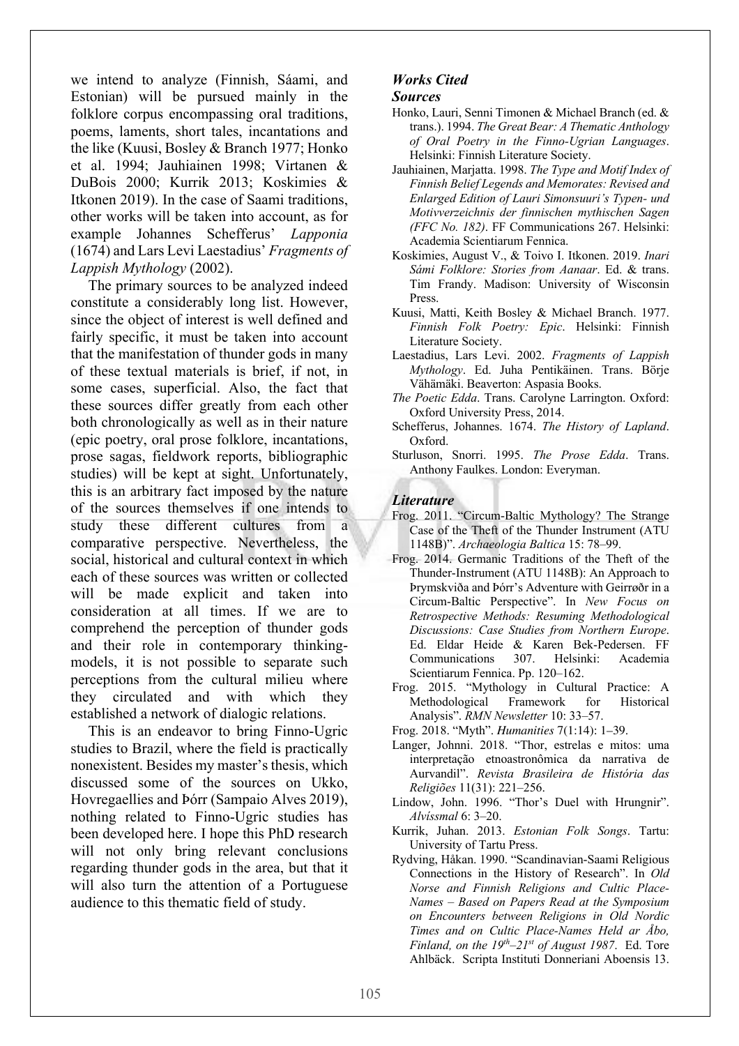we intend to analyze (Finnish, Sáami, and Estonian) will be pursued mainly in the folklore corpus encompassing oral traditions, poems, laments, short tales, incantations and the like (Kuusi, Bosley & Branch 1977; Honko et al. 1994; Jauhiainen 1998; Virtanen & DuBois 2000; Kurrik 2013; Koskimies & Itkonen 2019). In the case of Saami traditions, other works will be taken into account, as for example Johannes Schefferus' *Lapponia* (1674) and Lars Levi Laestadius' *Fragments of Lappish Mythology* (2002).

The primary sources to be analyzed indeed constitute a considerably long list. However, since the object of interest is well defined and fairly specific, it must be taken into account that the manifestation of thunder gods in many of these textual materials is brief, if not, in some cases, superficial. Also, the fact that these sources differ greatly from each other both chronologically as well as in their nature (epic poetry, oral prose folklore, incantations, prose sagas, fieldwork reports, bibliographic studies) will be kept at sight. Unfortunately, this is an arbitrary fact imposed by the nature of the sources themselves if one intends to study these different cultures from a comparative perspective. Nevertheless, the social, historical and cultural context in which each of these sources was written or collected will be made explicit and taken into consideration at all times. If we are to comprehend the perception of thunder gods and their role in contemporary thinking-models, it is not possible to separate such perceptions from the cultural milieu where they circulated and with which they established a network of dialogic relations.

This is an endeavor to bring Finno-Ugric studies to Brazil, where the field is practically nonexistent. Besides my master's thesis, which discussed some of the sources on Ukko, Hovregaellies and Þórr (Sampaio Alves 2019), nothing related to Finno-Ugric studies has been developed here. I hope this PhD research will not only bring relevant conclusions regarding thunder gods in the area, but that it will also turn the attention of a Portuguese audience to this thematic field of study.

## *Works Cited*

### *Sources*

Honko, Lauri, Senni Timonen & Michael Branch (ed. & trans.). 1994. *The Great Bear: A Thematic Anthology of Oral Poetry in the Finno-Ugrian Languages*. Helsinki: Finnish Literature Society.

Jauhiainen, Marjatta. 1998. *The Type and Motif Index of Finnish Belief Legends and Memorates: Revised and Enlarged Edition of Lauri Simonsuuri's Typen- und Motivverzeichnis der finnischen mythischen Sagen (FFC No. 182)*. FF Communications 267. Helsinki: Academia Scientiarum Fennica.

Koskimies, August V., & Toivo I. Itkonen. 2019. *Inari Sámi Folklore: Stories from Aanaar*. Ed. & trans. Tim Frandy. Madison: University of Wisconsin Press.

Kuusi, Matti, Keith Bosley & Michael Branch. 1977. *Finnish Folk Poetry: Epic*. Helsinki: Finnish Literature Society.

Laestadius, Lars Levi. 2002. *Fragments of Lappish Mythology*. Ed. Juha Pentikäinen. Trans. Börje Vähämäki. Beaverton: Aspasia Books.

*The Poetic Edda*. Trans. Carolyne Larrington. Oxford: Oxford University Press, 2014.

Schefferus, Johannes. 1674. *The History of Lapland*. Oxford.

Sturluson, Snorri. 1995. *The Prose Edda*. Trans. Anthony Faulkes. London: Everyman.

### *Literature*

Frog. 2011. "Circum-Baltic Mythology? The Strange Case of the Theft of the Thunder Instrument (ATU 1148B)". *Archaeologia Baltica* 15: 78–99.

Frog. 2014. Germanic Traditions of the Theft of the Thunder-Instrument (ATU 1148B): An Approach to Þrymskviða and Þórr's Adventure with Geirrøðr in a Circum-Baltic Perspective". In *New Focus on Retrospective Methods: Resuming Methodological Discussions: Case Studies from Northern Europe*. Ed. Eldar Heide & Karen Bek-Pedersen. FF Communications 307. Helsinki: Academia Scientiarum Fennica. Pp. 120–162.

Frog. 2015. "Mythology in Cultural Practice: A Methodological Framework for Historical Analysis". *RMN Newsletter* 10: 33–57.

Frog. 2018. "Myth". *Humanities* 7(1:14): 1–39.

Langer, Johnni. 2018. "Thor, estrelas e mitos: uma interpretação etnoastronômica da narrativa de Aurvandil". *Revista Brasileira de História das Religiões* 11(31): 221–256.

Lindow, John. 1996. "Thor's Duel with Hrungnir". *Alvíssmal* 6: 3–20.

Kurrik, Juhan. 2013. *Estonian Folk Songs*. Tartu: University of Tartu Press.

Rydving, Håkan. 1990. "Scandinavian-Saami Religious Connections in the History of Research". In *Old Norse and Finnish Religions and Cultic Place-Names – Based on Papers Read at the Symposium on Encounters between Religions in Old Nordic Times and on Cultic Place-Names Held ar Åbo, Finland, on the 19th–21st of August 1987*. Ed. Tore Ahlbäck. Scripta Instituti Donneriani Aboensis 13.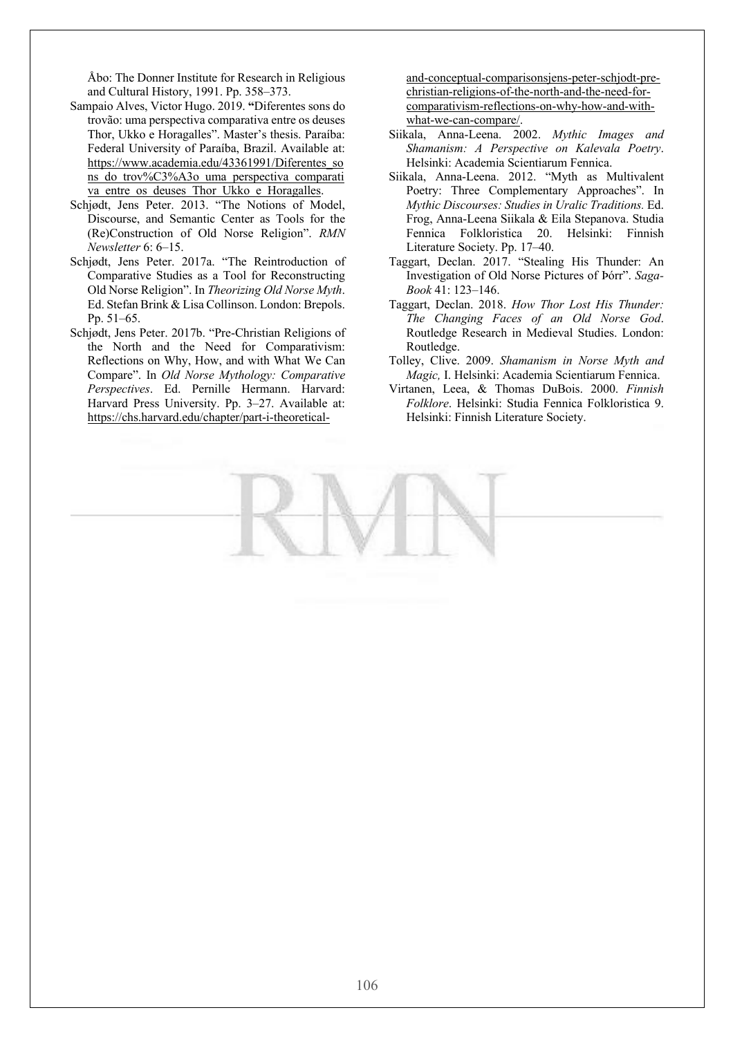Åbo: The Donner Institute for Research in Religious and Cultural History, 1991. Pp. 358–373.

Sampaio Alves, Victor Hugo. 2019. **"**Diferentes sons do trovão: uma perspectiva comparativa entre os deuses Thor, Ukko e Horagalles". Master's thesis. Paraíba: Federal University of Paraíba, Brazil. Available at: https://www.academia.edu/43361991/Diferentes_sons_do_trov%C3%A3o_uma_perspectiva_comparativa_entre_os_deuses_Thor_Ukko_e_Horagalles.

Schjødt, Jens Peter. 2013. "The Notions of Model, Discourse, and Semantic Center as Tools for the (Re)Construction of Old Norse Religion". *RMN Newsletter* 6: 6–15.

Schjødt, Jens Peter. 2017a. "The Reintroduction of Comparative Studies as a Tool for Reconstructing Old Norse Religion". In *Theorizing Old Norse Myth*. Ed. Stefan Brink & Lisa Collinson. London: Brepols. Pp. 51–65.

Schjødt, Jens Peter. 2017b. "Pre-Christian Religions of the North and the Need for Comparativism: Reflections on Why, How, and with What We Can Compare". In *Old Norse Mythology: Comparative Perspectives*. Ed. Pernille Hermann. Harvard: Harvard Press University. Pp. 3–27. Available at: https://chs.harvard.edu/chapter/part-i-theoretical-and-conceptual-comparisonsjens-peter-schjodt-pre-christian-religions-of-the-north-and-the-need-for-comparativism-reflections-on-why-how-and-with-what-we-can-compare/.

Siikala, Anna-Leena. 2002. *Mythic Images and Shamanism: A Perspective on Kalevala Poetry*. Helsinki: Academia Scientiarum Fennica.

Siikala, Anna-Leena. 2012. "Myth as Multivalent Poetry: Three Complementary Approaches". In *Mythic Discourses: Studies in Uralic Traditions.* Ed. Frog, Anna-Leena Siikala & Eila Stepanova. Studia Fennica Folkloristica 20. Helsinki: Finnish Literature Society. Pp. 17–40.

Taggart, Declan. 2017. "Stealing His Thunder: An Investigation of Old Norse Pictures of Þórr". *Saga-Book* 41: 123–146.

Taggart, Declan. 2018. *How Thor Lost His Thunder: The Changing Faces of an Old Norse God*. Routledge Research in Medieval Studies. London: Routledge.

Tolley, Clive. 2009. *Shamanism in Norse Myth and Magic,* I. Helsinki: Academia Scientiarum Fennica.

Virtanen, Leea, & Thomas DuBois. 2000. *Finnish Folklore*. Helsinki: Studia Fennica Folkloristica 9. Helsinki: Finnish Literature Society.